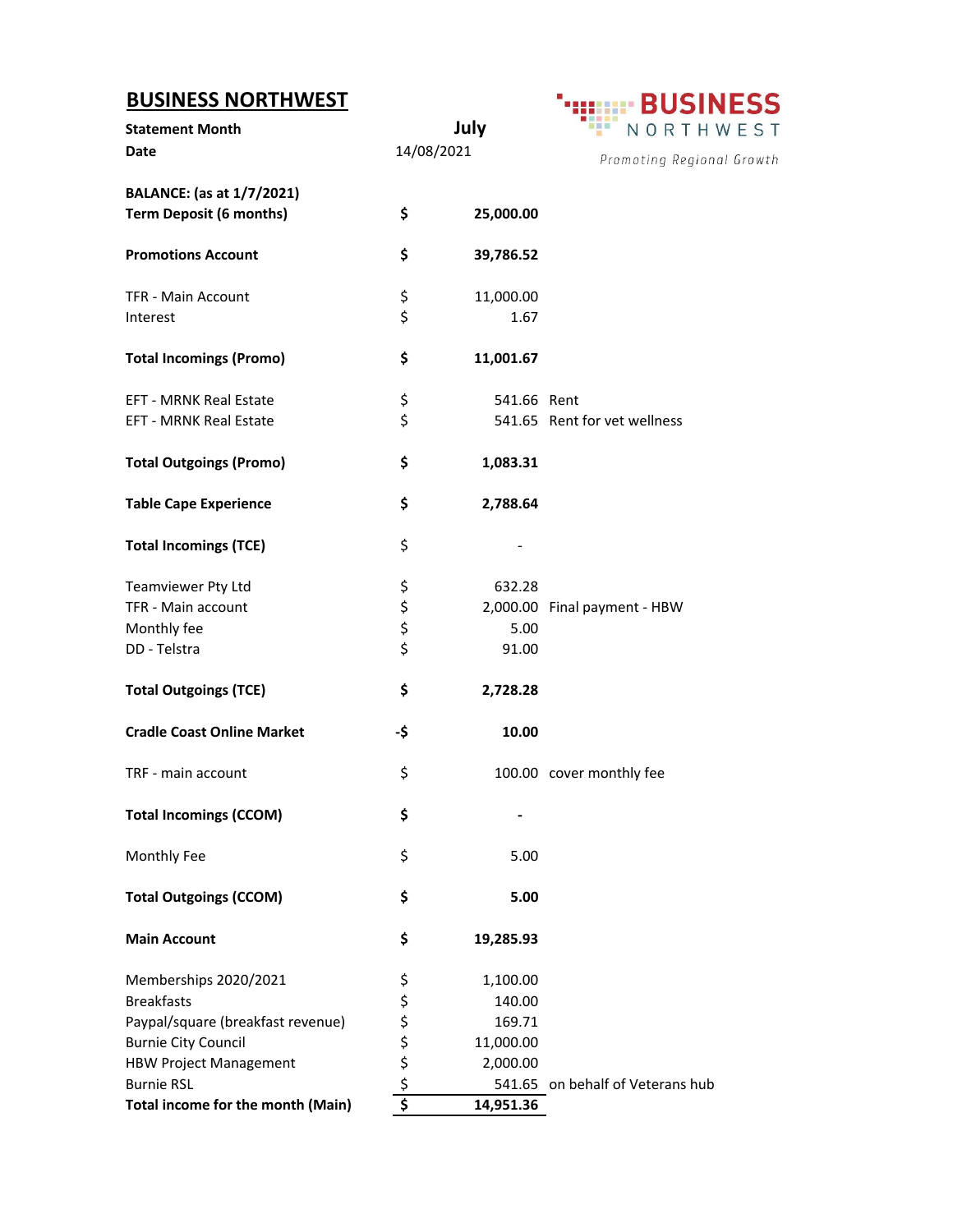# BUSINESS NORTHWEST

BUSINESS NORTHWEST

*Promoting Regional Growth*

| | | | |
|---|---|---|---|
| **Statement Month** | **July** | | |
| **Date** | 14/08/2021 | | |
| | | | |
| **BALANCE: (as at 1/7/2021)** | | | |
| **Term Deposit (6 months)** | **$** | **25,000.00** | |
| | | | |
| **Promotions Account** | **$** | **39,786.52** | |
| | | | |
| TFR - Main Account | $ | 11,000.00 | |
| Interest | $ | 1.67 | |
| | | | |
| **Total Incomings (Promo)** | **$** | **11,001.67** | |
| | | | |
| EFT - MRNK Real Estate | $ | 541.66 | Rent |
| EFT - MRNK Real Estate | $ | 541.65 | Rent for vet wellness |
| | | | |
| **Total Outgoings (Promo)** | **$** | **1,083.31** | |
| | | | |
| **Table Cape Experience** | **$** | **2,788.64** | |
| | | | |
| **Total Incomings (TCE)** | $ | - | |
| | | | |
| Teamviewer Pty Ltd | $ | 632.28 | |
| TFR - Main account | $ | 2,000.00 | Final payment - HBW |
| Monthly fee | $ | 5.00 | |
| DD - Telstra | $ | 91.00 | |
| | | | |
| **Total Outgoings (TCE)** | **$** | **2,728.28** | |
| | | | |
| **Cradle Coast Online Market** | **-$** | **10.00** | |
| | | | |
| TRF - main account | $ | 100.00 | cover monthly fee |
| | | | |
| **Total Incomings (CCOM)** | **$** | **-** | |
| | | | |
| Monthly Fee | $ | 5.00 | |
| | | | |
| **Total Outgoings (CCOM)** | **$** | **5.00** | |
| | | | |
| **Main Account** | **$** | **19,285.93** | |
| | | | |
| Memberships 2020/2021 | $ | 1,100.00 | |
| Breakfasts | $ | 140.00 | |
| Paypal/square (breakfast revenue) | $ | 169.71 | |
| Burnie City Council | $ | 11,000.00 | |
| HBW Project Management | $ | 2,000.00 | |
| Burnie RSL | $ | 541.65 | on behalf of Veterans hub |
| **Total income for the month (Main)** | **$** | **14,951.36** | |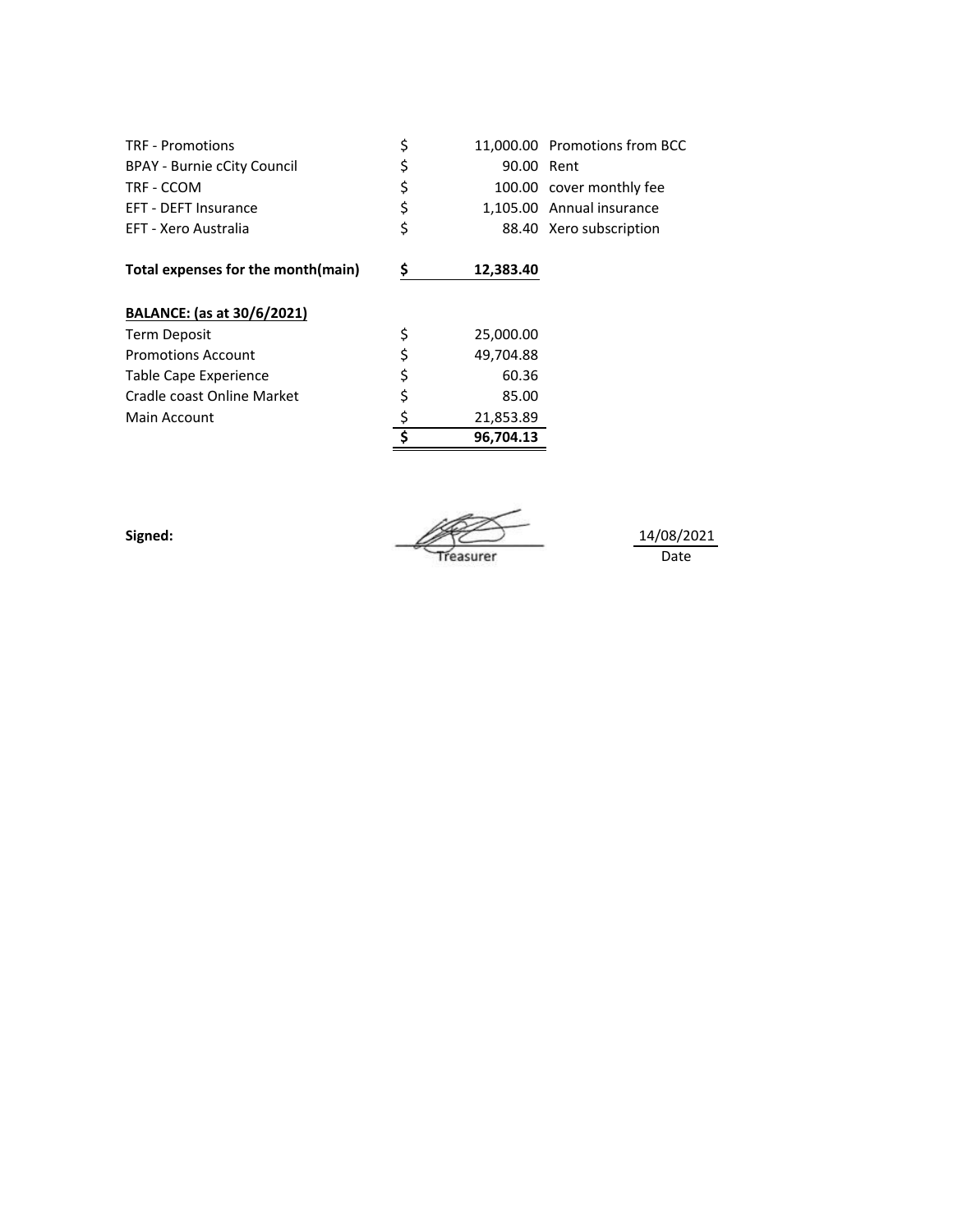| | | | |
|---|---|---|---|
| TRF - Promotions | $ | 11,000.00 | Promotions from BCC |
| BPAY - Burnie cCity Council | $ | 90.00 | Rent |
| TRF - CCOM | $ | 100.00 | cover monthly fee |
| EFT - DEFT Insurance | $ | 1,105.00 | Annual insurance |
| EFT - Xero Australia | $ | 88.40 | Xero subscription |
| **Total expenses for the month(main)** | **$** | **12,383.40** | |

**BALANCE: (as at 30/6/2021)**

| | | |
|---|---|---|
| Term Deposit | $ | 25,000.00 |
| Promotions Account | $ | 49,704.88 |
| Table Cape Experience | $ | 60.36 |
| Cradle coast Online Market | $ | 85.00 |
| Main Account | $ | 21,853.89 |
| | **$** | **96,704.13** |

**Signed:** Treasurer 14/08/2021 Date